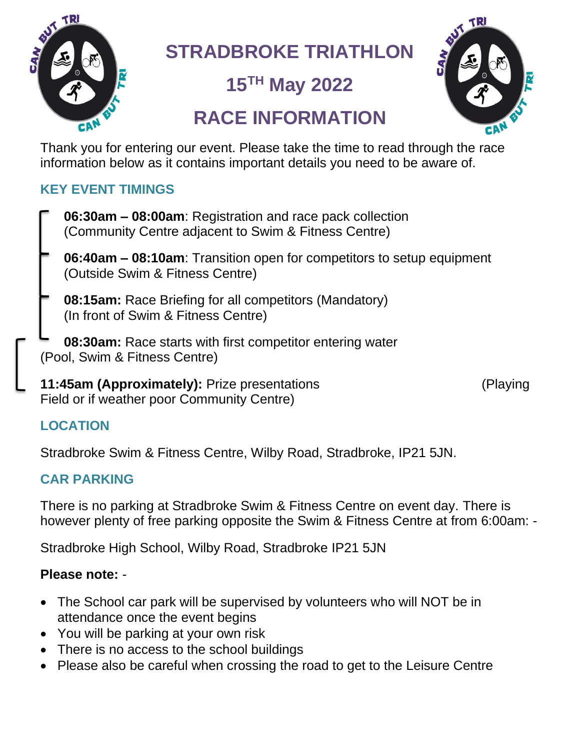# STRADBROKE TRIATHLON

## $15^{TH}$ May 2022

## RACE INFORMATION

Thank you for entering our event. Please take the time to read through the race information below as it contains important details you need to be aware of.

### KEY EVENT TIMINGS

**06:30am – 08:00am**: Registration and race pack collection (Community Centre adjacent to Swim & Fitness Centre)

**06:40am – 08:10am**: Transition open for competitors to setup equipment (Outside Swim & Fitness Centre)

**08:15am:** Race Briefing for all competitors (Mandatory) (In front of Swim & Fitness Centre)

**08:30am:** Race starts with first competitor entering water (Pool, Swim & Fitness Centre)

**11:45am (Approximately):** Prize presentations (Playing Field or if weather poor Community Centre)

### LOCATION

Stradbroke Swim & Fitness Centre, Wilby Road, Stradbroke, IP21 5JN.

### CAR PARKING

There is no parking at Stradbroke Swim & Fitness Centre on event day. There is however plenty of free parking opposite the Swim & Fitness Centre at from 6:00am: -

Stradbroke High School, Wilby Road, Stradbroke IP21 5JN

**Please note:** -

- The School car park will be supervised by volunteers who will NOT be in attendance once the event begins
- You will be parking at your own risk
- There is no access to the school buildings
- Please also be careful when crossing the road to get to the Leisure Centre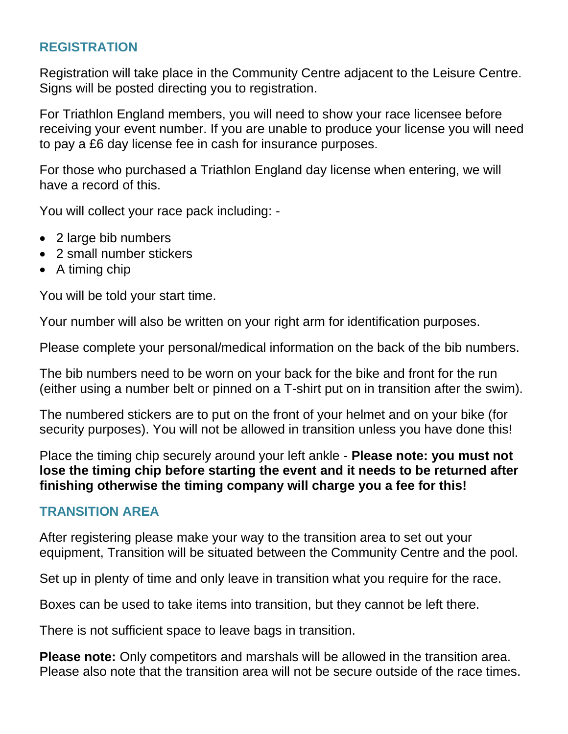## REGISTRATION

Registration will take place in the Community Centre adjacent to the Leisure Centre. Signs will be posted directing you to registration.

For Triathlon England members, you will need to show your race licensee before receiving your event number. If you are unable to produce your license you will need to pay a £6 day license fee in cash for insurance purposes.

For those who purchased a Triathlon England day license when entering, we will have a record of this.

You will collect your race pack including: -

- 2 large bib numbers
- 2 small number stickers
- A timing chip

You will be told your start time.

Your number will also be written on your right arm for identification purposes.

Please complete your personal/medical information on the back of the bib numbers.

The bib numbers need to be worn on your back for the bike and front for the run (either using a number belt or pinned on a T-shirt put on in transition after the swim).

The numbered stickers are to put on the front of your helmet and on your bike (for security purposes). You will not be allowed in transition unless you have done this!

Place the timing chip securely around your left ankle - **Please note: you must not lose the timing chip before starting the event and it needs to be returned after finishing otherwise the timing company will charge you a fee for this!**

## TRANSITION AREA

After registering please make your way to the transition area to set out your equipment, Transition will be situated between the Community Centre and the pool.

Set up in plenty of time and only leave in transition what you require for the race.

Boxes can be used to take items into transition, but they cannot be left there.

There is not sufficient space to leave bags in transition.

**Please note:** Only competitors and marshals will be allowed in the transition area. Please also note that the transition area will not be secure outside of the race times.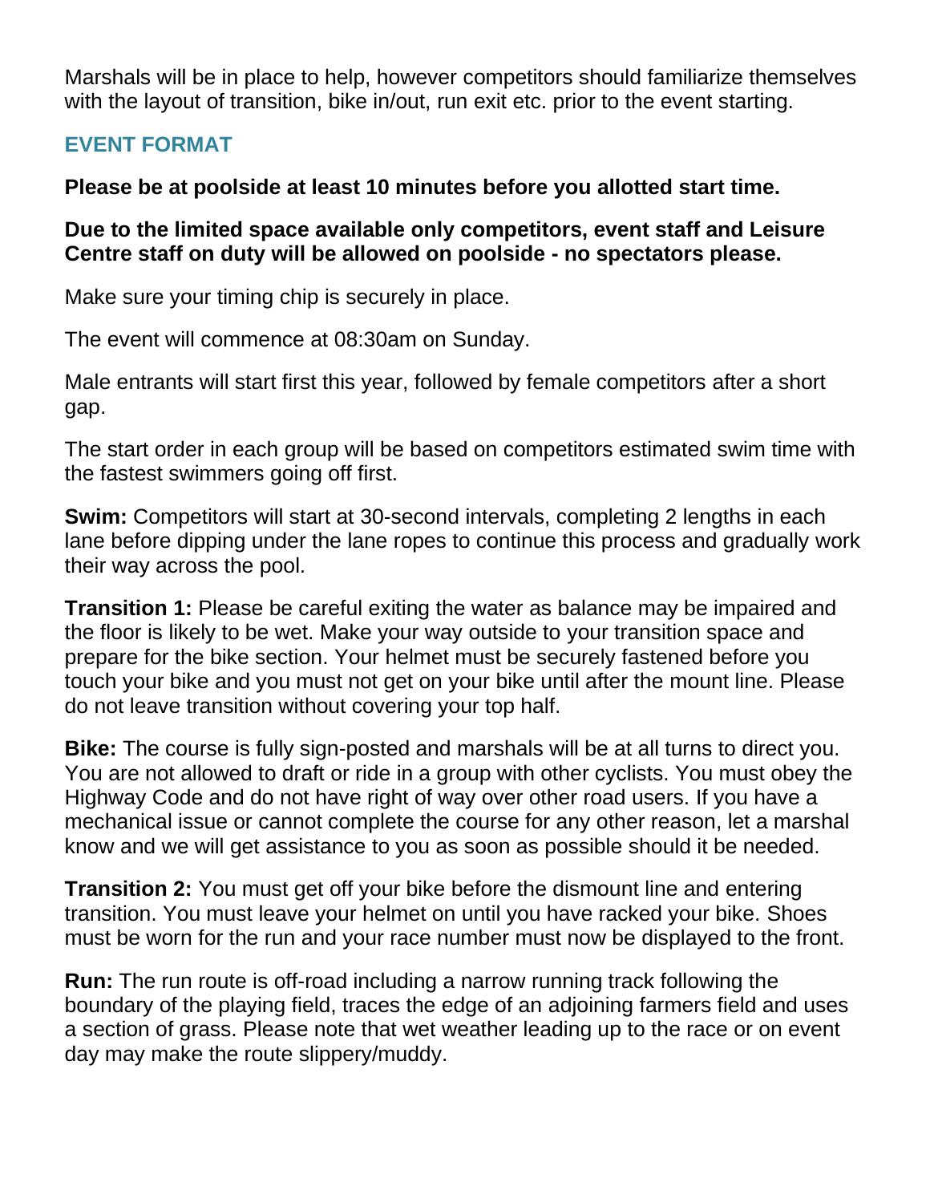Marshals will be in place to help, however competitors should familiarize themselves with the layout of transition, bike in/out, run exit etc. prior to the event starting.

## EVENT FORMAT

**Please be at poolside at least 10 minutes before you allotted start time.**

**Due to the limited space available only competitors, event staff and Leisure Centre staff on duty will be allowed on poolside - no spectators please.**

Make sure your timing chip is securely in place.

The event will commence at 08:30am on Sunday.

Male entrants will start first this year, followed by female competitors after a short gap.

The start order in each group will be based on competitors estimated swim time with the fastest swimmers going off first.

**Swim:** Competitors will start at 30-second intervals, completing 2 lengths in each lane before dipping under the lane ropes to continue this process and gradually work their way across the pool.

**Transition 1:** Please be careful exiting the water as balance may be impaired and the floor is likely to be wet. Make your way outside to your transition space and prepare for the bike section. Your helmet must be securely fastened before you touch your bike and you must not get on your bike until after the mount line. Please do not leave transition without covering your top half.

**Bike:** The course is fully sign-posted and marshals will be at all turns to direct you. You are not allowed to draft or ride in a group with other cyclists. You must obey the Highway Code and do not have right of way over other road users. If you have a mechanical issue or cannot complete the course for any other reason, let a marshal know and we will get assistance to you as soon as possible should it be needed.

**Transition 2:** You must get off your bike before the dismount line and entering transition. You must leave your helmet on until you have racked your bike. Shoes must be worn for the run and your race number must now be displayed to the front.

**Run:** The run route is off-road including a narrow running track following the boundary of the playing field, traces the edge of an adjoining farmers field and uses a section of grass. Please note that wet weather leading up to the race or on event day may make the route slippery/muddy.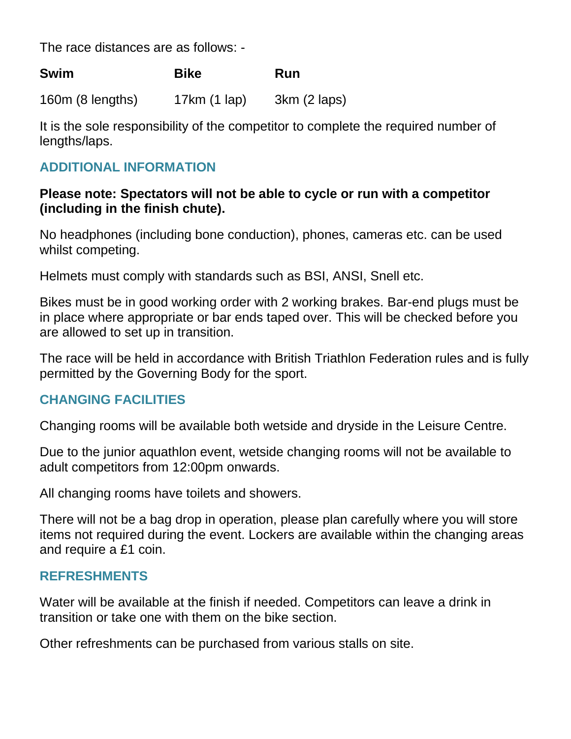The race distances are as follows: -

| **Swim** | **Bike** | **Run** |
| --- | --- | --- |
| 160m (8 lengths) | 17km (1 lap) | 3km (2 laps) |

It is the sole responsibility of the competitor to complete the required number of lengths/laps.

## ADDITIONAL INFORMATION

**Please note: Spectators will not be able to cycle or run with a competitor (including in the finish chute).**

No headphones (including bone conduction), phones, cameras etc. can be used whilst competing.

Helmets must comply with standards such as BSI, ANSI, Snell etc.

Bikes must be in good working order with 2 working brakes. Bar-end plugs must be in place where appropriate or bar ends taped over. This will be checked before you are allowed to set up in transition.

The race will be held in accordance with British Triathlon Federation rules and is fully permitted by the Governing Body for the sport.

## CHANGING FACILITIES

Changing rooms will be available both wetside and dryside in the Leisure Centre.

Due to the junior aquathlon event, wetside changing rooms will not be available to adult competitors from 12:00pm onwards.

All changing rooms have toilets and showers.

There will not be a bag drop in operation, please plan carefully where you will store items not required during the event. Lockers are available within the changing areas and require a £1 coin.

## REFRESHMENTS

Water will be available at the finish if needed. Competitors can leave a drink in transition or take one with them on the bike section.

Other refreshments can be purchased from various stalls on site.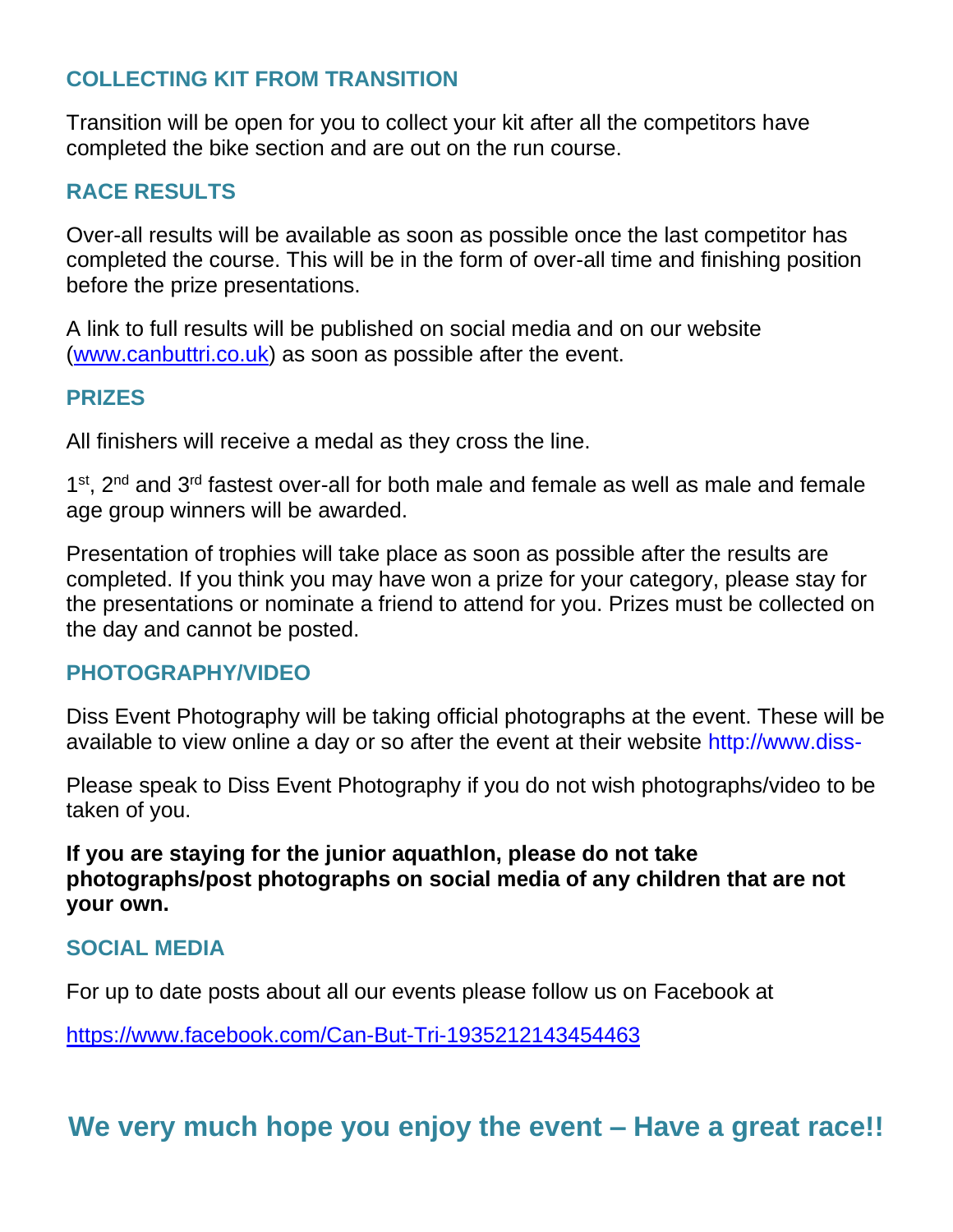## COLLECTING KIT FROM TRANSITION

Transition will be open for you to collect your kit after all the competitors have completed the bike section and are out on the run course.

## RACE RESULTS

Over-all results will be available as soon as possible once the last competitor has completed the course. This will be in the form of over-all time and finishing position before the prize presentations.

A link to full results will be published on social media and on our website (www.canbuttri.co.uk) as soon as possible after the event.

## PRIZES

All finishers will receive a medal as they cross the line.

1st, 2nd and 3rd fastest over-all for both male and female as well as male and female age group winners will be awarded.

Presentation of trophies will take place as soon as possible after the results are completed. If you think you may have won a prize for your category, please stay for the presentations or nominate a friend to attend for you. Prizes must be collected on the day and cannot be posted.

## PHOTOGRAPHY/VIDEO

Diss Event Photography will be taking official photographs at the event. These will be available to view online a day or so after the event at their website http://www.diss-

Please speak to Diss Event Photography if you do not wish photographs/video to be taken of you.

**If you are staying for the junior aquathlon, please do not take photographs/post photographs on social media of any children that are not your own.**

## SOCIAL MEDIA

For up to date posts about all our events please follow us on Facebook at

https://www.facebook.com/Can-But-Tri-1935212143454463

# We very much hope you enjoy the event – Have a great race!!